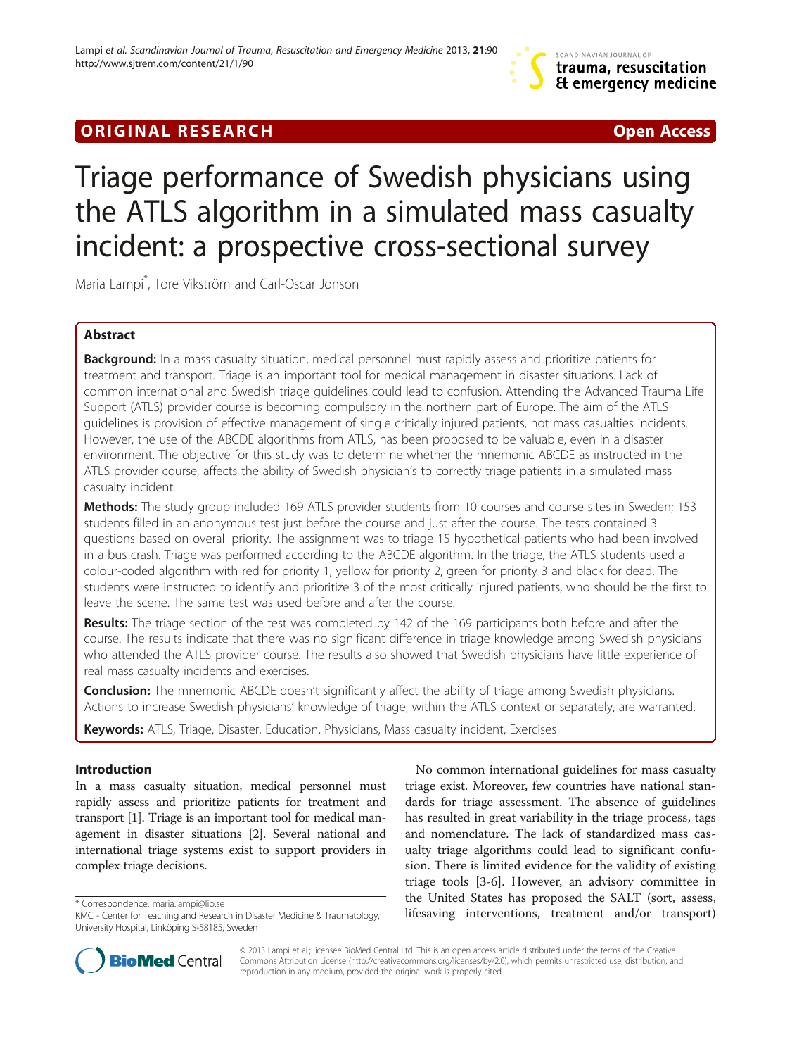# ORIGINAL RESEARCH

Open Access

# Triage performance of Swedish physicians using the ATLS algorithm in a simulated mass casualty incident: a prospective cross-sectional survey

Maria Lampi*, Tore Vikström and Carl-Oscar Jonson

## Abstract

**Background:** In a mass casualty situation, medical personnel must rapidly assess and prioritize patients for treatment and transport. Triage is an important tool for medical management in disaster situations. Lack of common international and Swedish triage guidelines could lead to confusion. Attending the Advanced Trauma Life Support (ATLS) provider course is becoming compulsory in the northern part of Europe. The aim of the ATLS guidelines is provision of effective management of single critically injured patients, not mass casualties incidents. However, the use of the ABCDE algorithms from ATLS, has been proposed to be valuable, even in a disaster environment. The objective for this study was to determine whether the mnemonic ABCDE as instructed in the ATLS provider course, affects the ability of Swedish physician's to correctly triage patients in a simulated mass casualty incident.

**Methods:** The study group included 169 ATLS provider students from 10 courses and course sites in Sweden; 153 students filled in an anonymous test just before the course and just after the course. The tests contained 3 questions based on overall priority. The assignment was to triage 15 hypothetical patients who had been involved in a bus crash. Triage was performed according to the ABCDE algorithm. In the triage, the ATLS students used a colour-coded algorithm with red for priority 1, yellow for priority 2, green for priority 3 and black for dead. The students were instructed to identify and prioritize 3 of the most critically injured patients, who should be the first to leave the scene. The same test was used before and after the course.

**Results:** The triage section of the test was completed by 142 of the 169 participants both before and after the course. The results indicate that there was no significant difference in triage knowledge among Swedish physicians who attended the ATLS provider course. The results also showed that Swedish physicians have little experience of real mass casualty incidents and exercises.

**Conclusion:** The mnemonic ABCDE doesn't significantly affect the ability of triage among Swedish physicians. Actions to increase Swedish physicians' knowledge of triage, within the ATLS context or separately, are warranted.

**Keywords:** ATLS, Triage, Disaster, Education, Physicians, Mass casualty incident, Exercises

## Introduction

In a mass casualty situation, medical personnel must rapidly assess and prioritize patients for treatment and transport [1]. Triage is an important tool for medical management in disaster situations [2]. Several national and international triage systems exist to support providers in complex triage decisions.

No common international guidelines for mass casualty triage exist. Moreover, few countries have national standards for triage assessment. The absence of guidelines has resulted in great variability in the triage process, tags and nomenclature. The lack of standardized mass casualty triage algorithms could lead to significant confusion. There is limited evidence for the validity of existing triage tools [3-6]. However, an advisory committee in the United States has proposed the SALT (sort, assess, lifesaving interventions, treatment and/or transport)

* Correspondence: maria.lampi@lio.se
KMC - Center for Teaching and Research in Disaster Medicine & Traumatology, University Hospital, Linköping S-58185, Sweden

© 2013 Lampi et al.; licensee BioMed Central Ltd. This is an open access article distributed under the terms of the Creative Commons Attribution License (http://creativecommons.org/licenses/by/2.0), which permits unrestricted use, distribution, and reproduction in any medium, provided the original work is properly cited.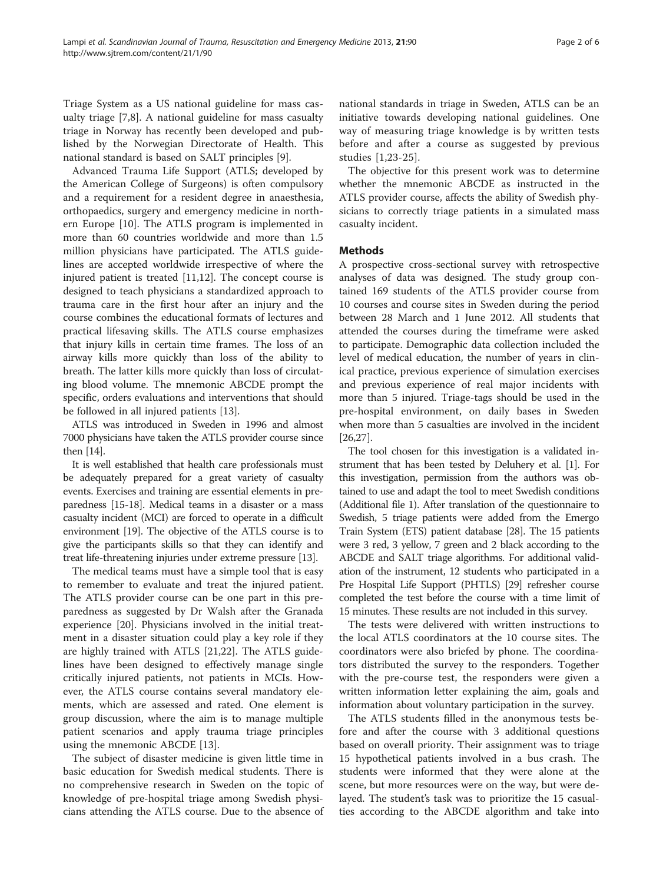Triage System as a US national guideline for mass casualty triage [7,8]. A national guideline for mass casualty triage in Norway has recently been developed and published by the Norwegian Directorate of Health. This national standard is based on SALT principles [9].

Advanced Trauma Life Support (ATLS; developed by the American College of Surgeons) is often compulsory and a requirement for a resident degree in anaesthesia, orthopaedics, surgery and emergency medicine in northern Europe [10]. The ATLS program is implemented in more than 60 countries worldwide and more than 1.5 million physicians have participated. The ATLS guidelines are accepted worldwide irrespective of where the injured patient is treated [11,12]. The concept course is designed to teach physicians a standardized approach to trauma care in the first hour after an injury and the course combines the educational formats of lectures and practical lifesaving skills. The ATLS course emphasizes that injury kills in certain time frames. The loss of an airway kills more quickly than loss of the ability to breath. The latter kills more quickly than loss of circulating blood volume. The mnemonic ABCDE prompt the specific, orders evaluations and interventions that should be followed in all injured patients [13].

ATLS was introduced in Sweden in 1996 and almost 7000 physicians have taken the ATLS provider course since then [14].

It is well established that health care professionals must be adequately prepared for a great variety of casualty events. Exercises and training are essential elements in preparedness [15-18]. Medical teams in a disaster or a mass casualty incident (MCI) are forced to operate in a difficult environment [19]. The objective of the ATLS course is to give the participants skills so that they can identify and treat life-threatening injuries under extreme pressure [13].

The medical teams must have a simple tool that is easy to remember to evaluate and treat the injured patient. The ATLS provider course can be one part in this preparedness as suggested by Dr Walsh after the Granada experience [20]. Physicians involved in the initial treatment in a disaster situation could play a key role if they are highly trained with ATLS [21,22]. The ATLS guidelines have been designed to effectively manage single critically injured patients, not patients in MCIs. However, the ATLS course contains several mandatory elements, which are assessed and rated. One element is group discussion, where the aim is to manage multiple patient scenarios and apply trauma triage principles using the mnemonic ABCDE [13].

The subject of disaster medicine is given little time in basic education for Swedish medical students. There is no comprehensive research in Sweden on the topic of knowledge of pre-hospital triage among Swedish physicians attending the ATLS course. Due to the absence of national standards in triage in Sweden, ATLS can be an initiative towards developing national guidelines. One way of measuring triage knowledge is by written tests before and after a course as suggested by previous studies [1,23-25].

The objective for this present work was to determine whether the mnemonic ABCDE as instructed in the ATLS provider course, affects the ability of Swedish physicians to correctly triage patients in a simulated mass casualty incident.

## Methods

A prospective cross-sectional survey with retrospective analyses of data was designed. The study group contained 169 students of the ATLS provider course from 10 courses and course sites in Sweden during the period between 28 March and 1 June 2012. All students that attended the courses during the timeframe were asked to participate. Demographic data collection included the level of medical education, the number of years in clinical practice, previous experience of simulation exercises and previous experience of real major incidents with more than 5 injured. Triage-tags should be used in the pre-hospital environment, on daily bases in Sweden when more than 5 casualties are involved in the incident [26,27].

The tool chosen for this investigation is a validated instrument that has been tested by Deluhery et al. [1]. For this investigation, permission from the authors was obtained to use and adapt the tool to meet Swedish conditions (Additional file 1). After translation of the questionnaire to Swedish, 5 triage patients were added from the Emergo Train System (ETS) patient database [28]. The 15 patients were 3 red, 3 yellow, 7 green and 2 black according to the ABCDE and SALT triage algorithms. For additional validation of the instrument, 12 students who participated in a Pre Hospital Life Support (PHTLS) [29] refresher course completed the test before the course with a time limit of 15 minutes. These results are not included in this survey.

The tests were delivered with written instructions to the local ATLS coordinators at the 10 course sites. The coordinators were also briefed by phone. The coordinators distributed the survey to the responders. Together with the pre-course test, the responders were given a written information letter explaining the aim, goals and information about voluntary participation in the survey.

The ATLS students filled in the anonymous tests before and after the course with 3 additional questions based on overall priority. Their assignment was to triage 15 hypothetical patients involved in a bus crash. The students were informed that they were alone at the scene, but more resources were on the way, but were delayed. The student's task was to prioritize the 15 casualties according to the ABCDE algorithm and take into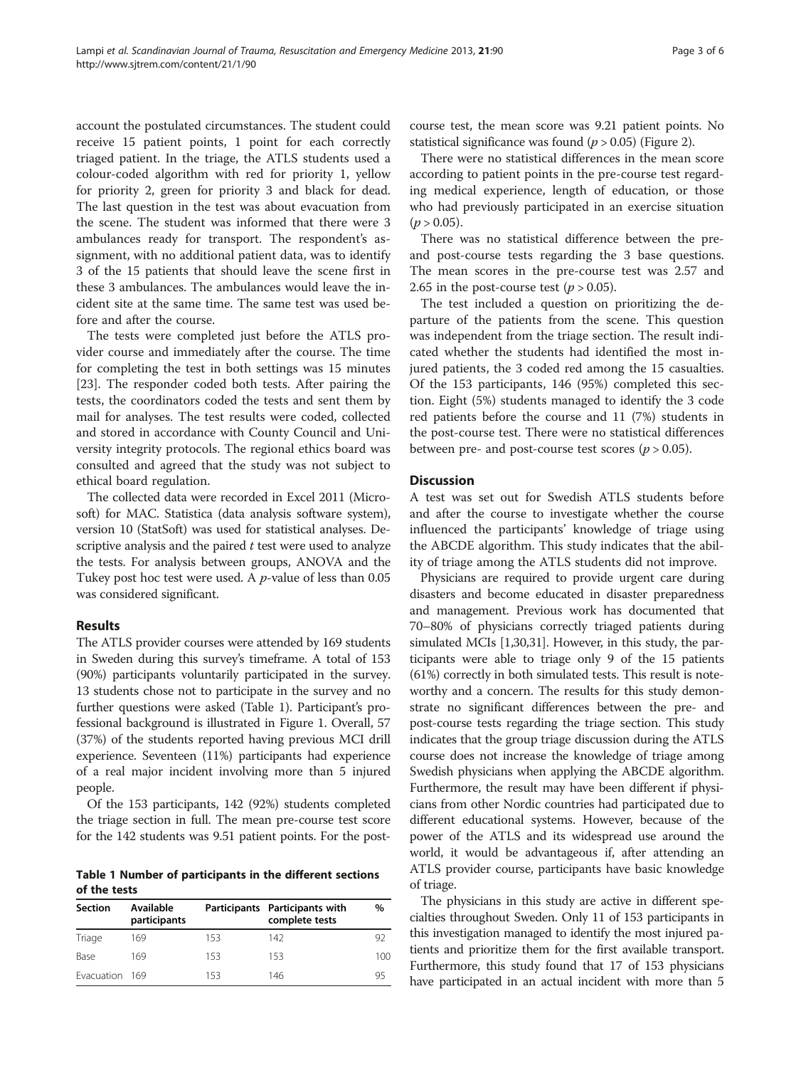account the postulated circumstances. The student could receive 15 patient points, 1 point for each correctly triaged patient. In the triage, the ATLS students used a colour-coded algorithm with red for priority 1, yellow for priority 2, green for priority 3 and black for dead. The last question in the test was about evacuation from the scene. The student was informed that there were 3 ambulances ready for transport. The respondent's assignment, with no additional patient data, was to identify 3 of the 15 patients that should leave the scene first in these 3 ambulances. The ambulances would leave the incident site at the same time. The same test was used before and after the course.

The tests were completed just before the ATLS provider course and immediately after the course. The time for completing the test in both settings was 15 minutes [23]. The responder coded both tests. After pairing the tests, the coordinators coded the tests and sent them by mail for analyses. The test results were coded, collected and stored in accordance with County Council and University integrity protocols. The regional ethics board was consulted and agreed that the study was not subject to ethical board regulation.

The collected data were recorded in Excel 2011 (Microsoft) for MAC. Statistica (data analysis software system), version 10 (StatSoft) was used for statistical analyses. Descriptive analysis and the paired *t* test were used to analyze the tests. For analysis between groups, ANOVA and the Tukey post hoc test were used. A *p*-value of less than 0.05 was considered significant.

## Results

The ATLS provider courses were attended by 169 students in Sweden during this survey's timeframe. A total of 153 (90%) participants voluntarily participated in the survey. 13 students chose not to participate in the survey and no further questions were asked (Table 1). Participant's professional background is illustrated in Figure 1. Overall, 57 (37%) of the students reported having previous MCI drill experience. Seventeen (11%) participants had experience of a real major incident involving more than 5 injured people.

Of the 153 participants, 142 (92%) students completed the triage section in full. The mean pre-course test score for the 142 students was 9.51 patient points. For the post-course test, the mean score was 9.21 patient points. No statistical significance was found ($p > 0.05$) (Figure 2).

There were no statistical differences in the mean score according to patient points in the pre-course test regarding medical experience, length of education, or those who had previously participated in an exercise situation ($p > 0.05$).

There was no statistical difference between the pre- and post-course tests regarding the 3 base questions. The mean scores in the pre-course test was 2.57 and 2.65 in the post-course test ($p > 0.05$).

The test included a question on prioritizing the departure of the patients from the scene. This question was independent from the triage section. The result indicated whether the students had identified the most injured patients, the 3 coded red among the 15 casualties. Of the 153 participants, 146 (95%) completed this section. Eight (5%) students managed to identify the 3 code red patients before the course and 11 (7%) students in the post-course test. There were no statistical differences between pre- and post-course test scores ($p > 0.05$).

**Table 1 Number of participants in the different sections of the tests**

| Section | Available participants | Participants | Participants with complete tests | % |
|---|---|---|---|---|
| Triage | 169 | 153 | 142 | 92 |
| Base | 169 | 153 | 153 | 100 |
| Evacuation | 169 | 153 | 146 | 95 |

## Discussion

A test was set out for Swedish ATLS students before and after the course to investigate whether the course influenced the participants' knowledge of triage using the ABCDE algorithm. This study indicates that the ability of triage among the ATLS students did not improve.

Physicians are required to provide urgent care during disasters and become educated in disaster preparedness and management. Previous work has documented that 70–80% of physicians correctly triaged patients during simulated MCIs [1,30,31]. However, in this study, the participants were able to triage only 9 of the 15 patients (61%) correctly in both simulated tests. This result is noteworthy and a concern. The results for this study demonstrate no significant differences between the pre- and post-course tests regarding the triage section. This study indicates that the group triage discussion during the ATLS course does not increase the knowledge of triage among Swedish physicians when applying the ABCDE algorithm. Furthermore, the result may have been different if physicians from other Nordic countries had participated due to different educational systems. However, because of the power of the ATLS and its widespread use around the world, it would be advantageous if, after attending an ATLS provider course, participants have basic knowledge of triage.

The physicians in this study are active in different specialties throughout Sweden. Only 11 of 153 participants in this investigation managed to identify the most injured patients and prioritize them for the first available transport. Furthermore, this study found that 17 of 153 physicians have participated in an actual incident with more than 5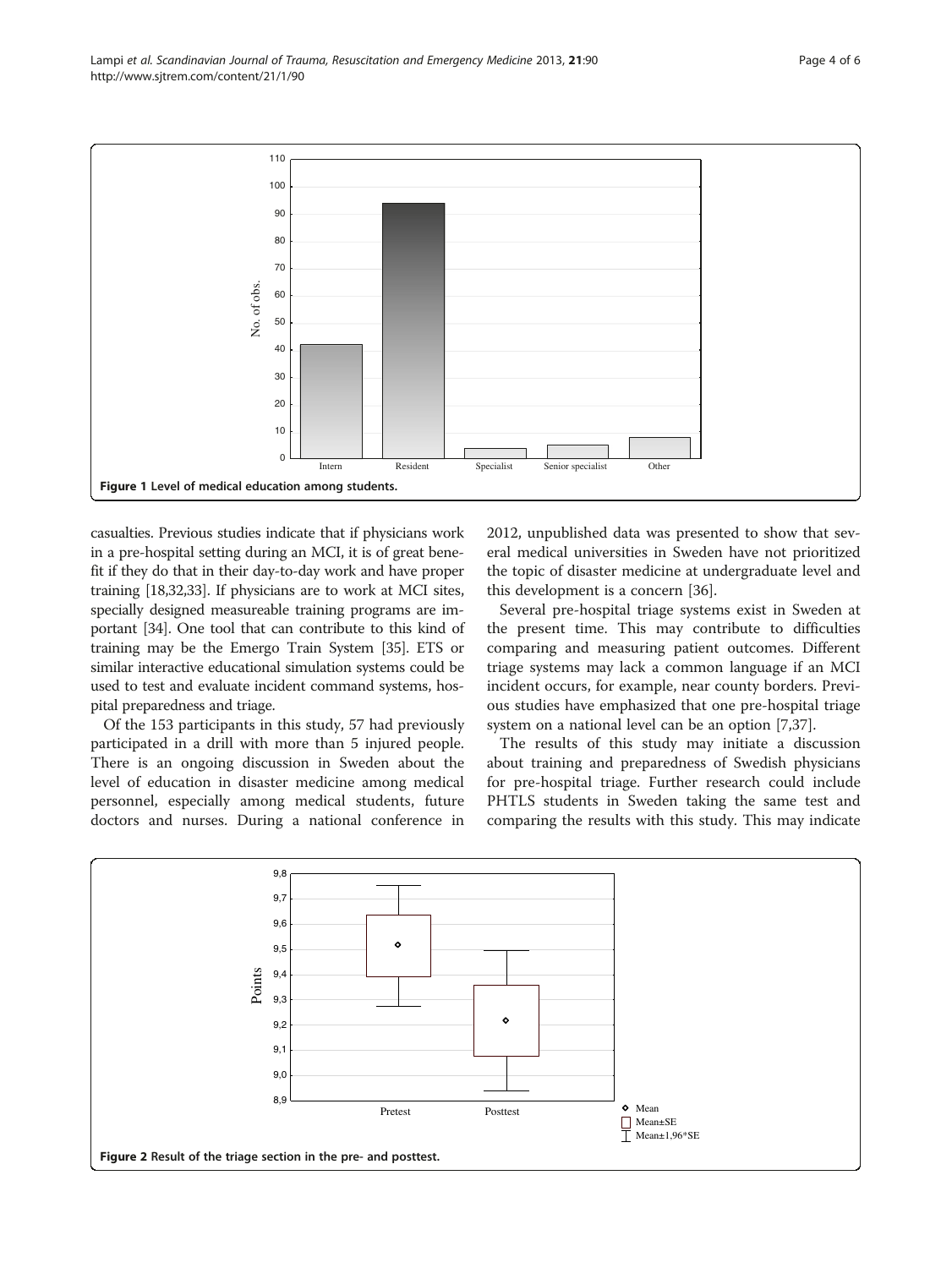Figure 1 Level of medical education among students.

casualties. Previous studies indicate that if physicians work in a pre-hospital setting during an MCI, it is of great benefit if they do that in their day-to-day work and have proper training [18,32,33]. If physicians are to work at MCI sites, specially designed measureable training programs are important [34]. One tool that can contribute to this kind of training may be the Emergo Train System [35]. ETS or similar interactive educational simulation systems could be used to test and evaluate incident command systems, hospital preparedness and triage.

Of the 153 participants in this study, 57 had previously participated in a drill with more than 5 injured people. There is an ongoing discussion in Sweden about the level of education in disaster medicine among medical personnel, especially among medical students, future doctors and nurses. During a national conference in 2012, unpublished data was presented to show that several medical universities in Sweden have not prioritized the topic of disaster medicine at undergraduate level and this development is a concern [36].

Several pre-hospital triage systems exist in Sweden at the present time. This may contribute to difficulties comparing and measuring patient outcomes. Different triage systems may lack a common language if an MCI incident occurs, for example, near county borders. Previous studies have emphasized that one pre-hospital triage system on a national level can be an option [7,37].

The results of this study may initiate a discussion about training and preparedness of Swedish physicians for pre-hospital triage. Further research could include PHTLS students in Sweden taking the same test and comparing the results with this study. This may indicate

Figure 2 Result of the triage section in the pre- and posttest.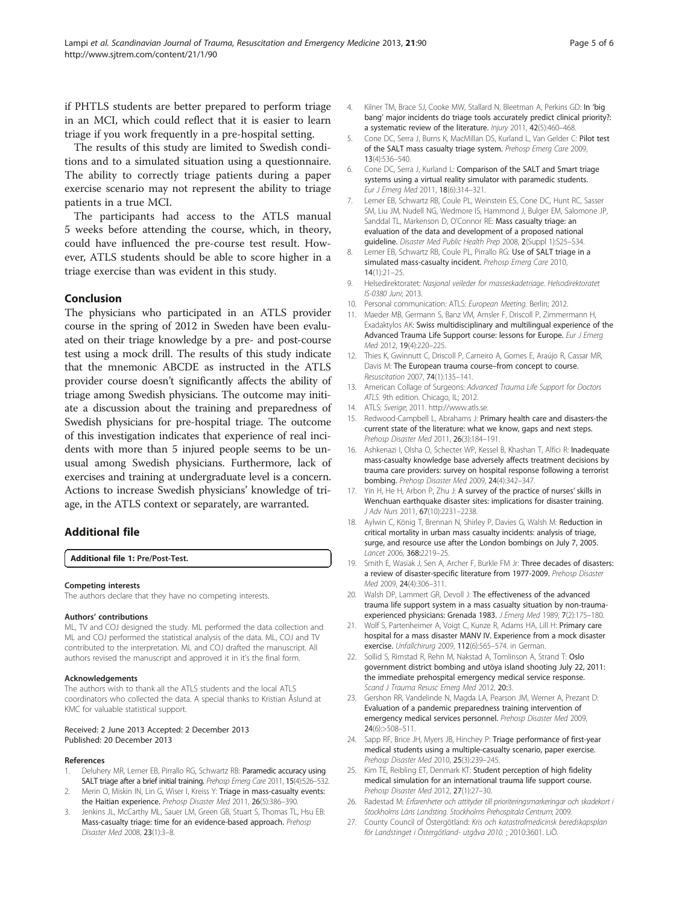if PHTLS students are better prepared to perform triage in an MCI, which could reflect that it is easier to learn triage if you work frequently in a pre-hospital setting.

The results of this study are limited to Swedish conditions and to a simulated situation using a questionnaire. The ability to correctly triage patients during a paper exercise scenario may not represent the ability to triage patients in a true MCI.

The participants had access to the ATLS manual 5 weeks before attending the course, which, in theory, could have influenced the pre-course test result. However, ATLS students should be able to score higher in a triage exercise than was evident in this study.

## Conclusion

The physicians who participated in an ATLS provider course in the spring of 2012 in Sweden have been evaluated on their triage knowledge by a pre- and post-course test using a mock drill. The results of this study indicate that the mnemonic ABCDE as instructed in the ATLS provider course doesn't significantly affects the ability of triage among Swedish physicians. The outcome may initiate a discussion about the training and preparedness of Swedish physicians for pre-hospital triage. The outcome of this investigation indicates that experience of real incidents with more than 5 injured people seems to be unusual among Swedish physicians. Furthermore, lack of exercises and training at undergraduate level is a concern. Actions to increase Swedish physicians' knowledge of triage, in the ATLS context or separately, are warranted.

## Additional file

**Additional file 1: Pre/Post-Test.**

#### Competing interests

The authors declare that they have no competing interests.

#### Authors' contributions

ML, TV and COJ designed the study. ML performed the data collection and ML and COJ performed the statistical analysis of the data. ML, COJ and TV contributed to the interpretation. ML and COJ drafted the manuscript. All authors revised the manuscript and approved it in it's the final form.

#### Acknowledgements

The authors wish to thank all the ATLS students and the local ATLS coordinators who collected the data. A special thanks to Kristian Åslund at KMC for valuable statistical support.

Received: 2 June 2013 Accepted: 2 December 2013
Published: 20 December 2013

#### References

1. Deluhery MR, Lerner EB, Pirrallo RG, Schwartz RB: **Paramedic accuracy using SALT triage after a brief initial training.** *Prehosp Emerg Care* 2011, **15**(4):526–532.
2. Merin O, Miskin IN, Lin G, Wiser I, Kreiss Y: **Triage in mass-casualty events: the Haitian experience.** *Prehosp Disaster Med* 2011, **26**(5):386–390.
3. Jenkins JL, McCarthy ML, Sauer LM, Green GB, Stuart S, Thomas TL, Hsu EB: **Mass-casualty triage: time for an evidence-based approach.** *Prehosp Disaster Med* 2008, **23**(1):3–8.
4. Kilner TM, Brace SJ, Cooke MW, Stallard N, Bleetman A, Perkins GD: **In 'big bang' major incidents do triage tools accurately predict clinical priority?: a systematic review of the literature.** *Injury* 2011, **42**(5):460–468.
5. Cone DC, Serra J, Burns K, MacMillan DS, Kurland L, Van Gelder C: **Pilot test of the SALT mass casualty triage system.** *Prehosp Emerg Care* 2009, **13**(4):536–540.
6. Cone DC, Serra J, Kurland L: **Comparison of the SALT and Smart triage systems using a virtual reality simulator with paramedic students.** *Eur J Emerg Med* 2011, **18**(6):314–321.
7. Lerner EB, Schwartz RB, Coule PL, Weinstein ES, Cone DC, Hunt RC, Sasser SM, Liu JM, Nudell NG, Wedmore IS, Hammond J, Bulger EM, Salomone JP, Sanddal TL, Markenson D, O'Connor RE: **Mass casualty triage: an evaluation of the data and development of a proposed national guideline.** *Disaster Med Public Health Prep* 2008, **2**(Suppl 1):S25–S34.
8. Lerner EB, Schwartz RB, Coule PL, Pirrallo RG: **Use of SALT triage in a simulated mass-casualty incident.** *Prehosp Emerg Care* 2010, **14**(1):21–25.
9. Helsedirektoratet: *Nasjonal veileder for masseskadetriage. Helsodirektoratet IS-0380 Juni*; 2013.
10. Personal communication: ATLS: *European Meeting*. Berlin; 2012.
11. Maeder MB, Germann S, Banz VM, Amsler F, Driscoll P, Zimmermann H, Exadaktylos AK: **Swiss multidisciplinary and multilingual experience of the Advanced Trauma Life Support course: lessons for Europe.** *Eur J Emerg Med* 2012, **19**(4):220–225.
12. Thies K, Gwinnutt C, Driscoll P, Carneiro A, Gomes E, Araújo R, Cassar MR, Davis M: **The European trauma course–from concept to course.** *Resuscitation* 2007, **74**(1):135–141.
13. American Collage of Surgeons: *Advanced Trauma Life Support for Doctors ATLS*. 9th edition. Chicago, IL; 2012.
14. ATLS: *Sverige*; 2011. http://www.atls.se.
15. Redwood-Campbell L, Abrahams J: **Primary health care and disasters-the current state of the literature: what we know, gaps and next steps.** *Prehosp Disaster Med* 2011, **26**(3):184–191.
16. Ashkenazi I, Olsha O, Schecter WP, Kessel B, Khashan T, Alfici R: **Inadequate mass-casualty knowledge base adversely affects treatment decisions by trauma care providers: survey on hospital response following a terrorist bombing.** *Prehosp Disaster Med* 2009, **24**(4):342–347.
17. Yin H, He H, Arbon P, Zhu J: **A survey of the practice of nurses' skills in Wenchuan earthquake disaster sites: implications for disaster training.** *J Adv Nurs* 2011, **67**(10):2231–2238.
18. Aylwin C, König T, Brennan N, Shirley P, Davies G, Walsh M: **Reduction in critical mortality in urban mass casualty incidents: analysis of triage, surge, and resource use after the London bombings on July 7, 2005.** *Lancet* 2006, **368:**2219–25.
19. Smith E, Wasiak J, Sen A, Archer F, Burkle FM Jr: **Three decades of disasters: a review of disaster-specific literature from 1977-2009.** *Prehosp Disaster Med* 2009, **24**(4):306–311.
20. Walsh DP, Lammert GR, Devoll J: **The effectiveness of the advanced trauma life support system in a mass casualty situation by non-trauma-experienced physicians: Grenada 1983.** *J Emerg Med* 1989, **7**(2):175–180.
21. Wolf S, Partenheimer A, Voigt C, Kunze R, Adams HA, Lill H: **Primary care hospital for a mass disaster MANV IV. Experience from a mock disaster exercise.** *Unfallchirurg* 2009, **112**(6):565–574. in German.
22. Sollid S, Rimstad R, Rehn M, Nakstad A, Tomlinson A, Strand T: **Oslo government district bombing and utöya island shooting July 22, 2011: the immediate prehospital emergency medical service response.** *Scand J Trauma Resusc Emerg Med* 2012, **20:**3.
23. Gershon RR, Vandelinde N, Magda LA, Pearson JM, Werner A, Prezant D: **Evaluation of a pandemic preparedness training intervention of emergency medical services personnel.** *Prehosp Disaster Med* 2009, **24**(6):>508–511.
24. Sapp RF, Brice JH, Myers JB, Hinchey P: **Triage performance of first-year medical students using a multiple-casualty scenario, paper exercise.** *Prehosp Disaster Med* 2010, **25**(3):239–245.
25. Kim TE, Reibling ET, Denmark KT: **Student perception of high fidelity medical simulation for an international trauma life support course.** *Prehosp Disaster Med* 2012, **27**(1):27–30.
26. Radestad M: *Erfarenheter och attityder till prioriteringsmarkeringar och skadekort i Stockholms Läns Landsting. Stockholms Prehospitala Centrum*; 2009.
27. County Council of Östergötland: *Kris och katastrofmedicinsk beredskapsplan för Landstinget i Östergötland- utgåva 2010.* ; 2010:3601. LiÖ.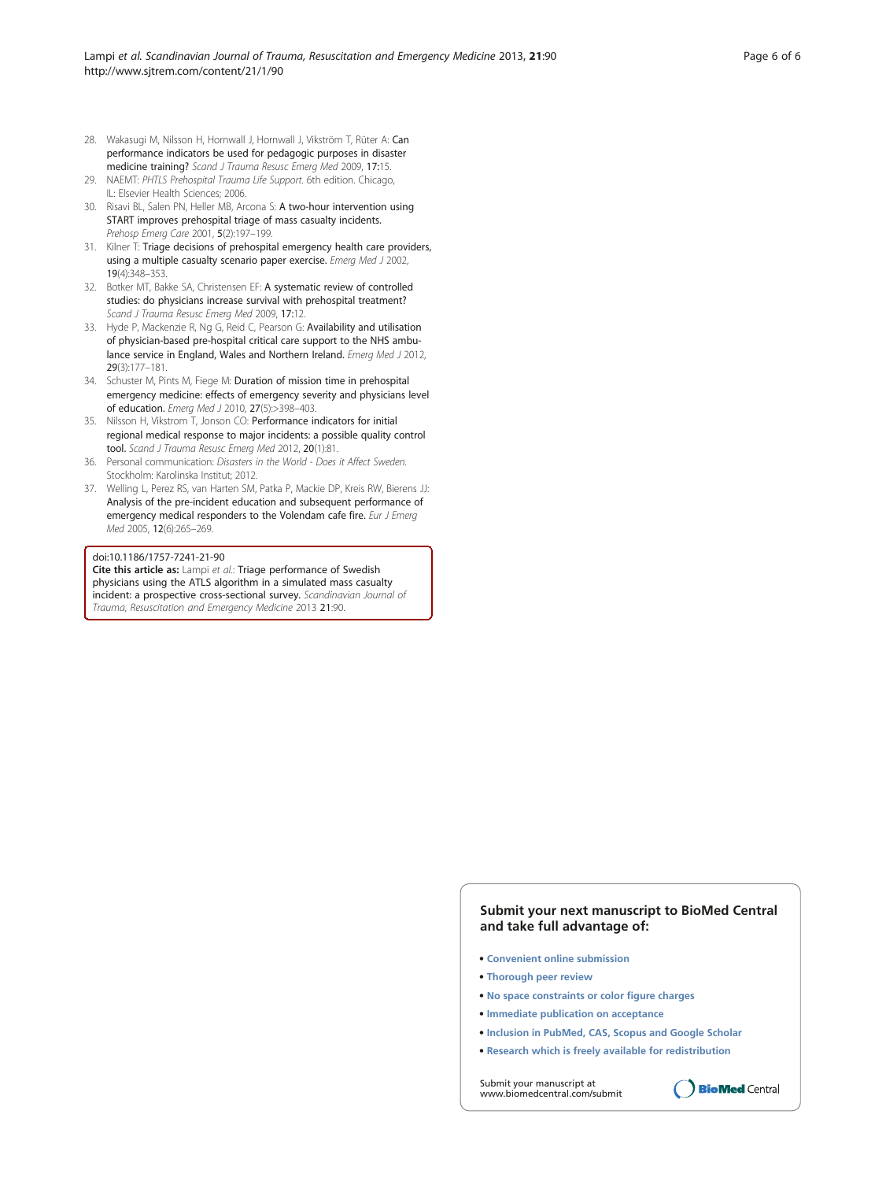28. Wakasugi M, Nilsson H, Hornwall J, Hornwall J, Vikström T, Rüter A: **Can performance indicators be used for pedagogic purposes in disaster medicine training?** *Scand J Trauma Resusc Emerg Med* 2009, **17**:15.
29. NAEMT: *PHTLS Prehospital Trauma Life Support*. 6th edition. Chicago, IL: Elsevier Health Sciences; 2006.
30. Risavi BL, Salen PN, Heller MB, Arcona S: **A two-hour intervention using START improves prehospital triage of mass casualty incidents.** *Prehosp Emerg Care* 2001, **5**(2):197–199.
31. Kilner T: **Triage decisions of prehospital emergency health care providers, using a multiple casualty scenario paper exercise.** *Emerg Med J* 2002, **19**(4):348–353.
32. Botker MT, Bakke SA, Christensen EF: **A systematic review of controlled studies: do physicians increase survival with prehospital treatment?** *Scand J Trauma Resusc Emerg Med* 2009, **17**:12.
33. Hyde P, Mackenzie R, Ng G, Reid C, Pearson G: **Availability and utilisation of physician-based pre-hospital critical care support to the NHS ambulance service in England, Wales and Northern Ireland.** *Emerg Med J* 2012, **29**(3):177–181.
34. Schuster M, Pints M, Fiege M: **Duration of mission time in prehospital emergency medicine: effects of emergency severity and physicians level of education.** *Emerg Med J* 2010, **27**(5):>398–403.
35. Nilsson H, Vikstrom T, Jonson CO: **Performance indicators for initial regional medical response to major incidents: a possible quality control tool.** *Scand J Trauma Resusc Emerg Med* 2012, **20**(1):81.
36. Personal communication: *Disasters in the World - Does it Affect Sweden*. Stockholm: Karolinska Institut; 2012.
37. Welling L, Perez RS, van Harten SM, Patka P, Mackie DP, Kreis RW, Bierens JJ: **Analysis of the pre-incident education and subsequent performance of emergency medical responders to the Volendam cafe fire.** *Eur J Emerg Med* 2005, **12**(6):265–269.

doi:10.1186/1757-7241-21-90
**Cite this article as:** Lampi *et al.*: Triage performance of Swedish physicians using the ATLS algorithm in a simulated mass casualty incident: a prospective cross-sectional survey. *Scandinavian Journal of Trauma, Resuscitation and Emergency Medicine* 2013 **21**:90.

**Submit your next manuscript to BioMed Central and take full advantage of:**

- **Convenient online submission**
- **Thorough peer review**
- **No space constraints or color figure charges**
- **Immediate publication on acceptance**
- **Inclusion in PubMed, CAS, Scopus and Google Scholar**
- **Research which is freely available for redistribution**

Submit your manuscript at
www.biomedcentral.com/submit

BioMed Central